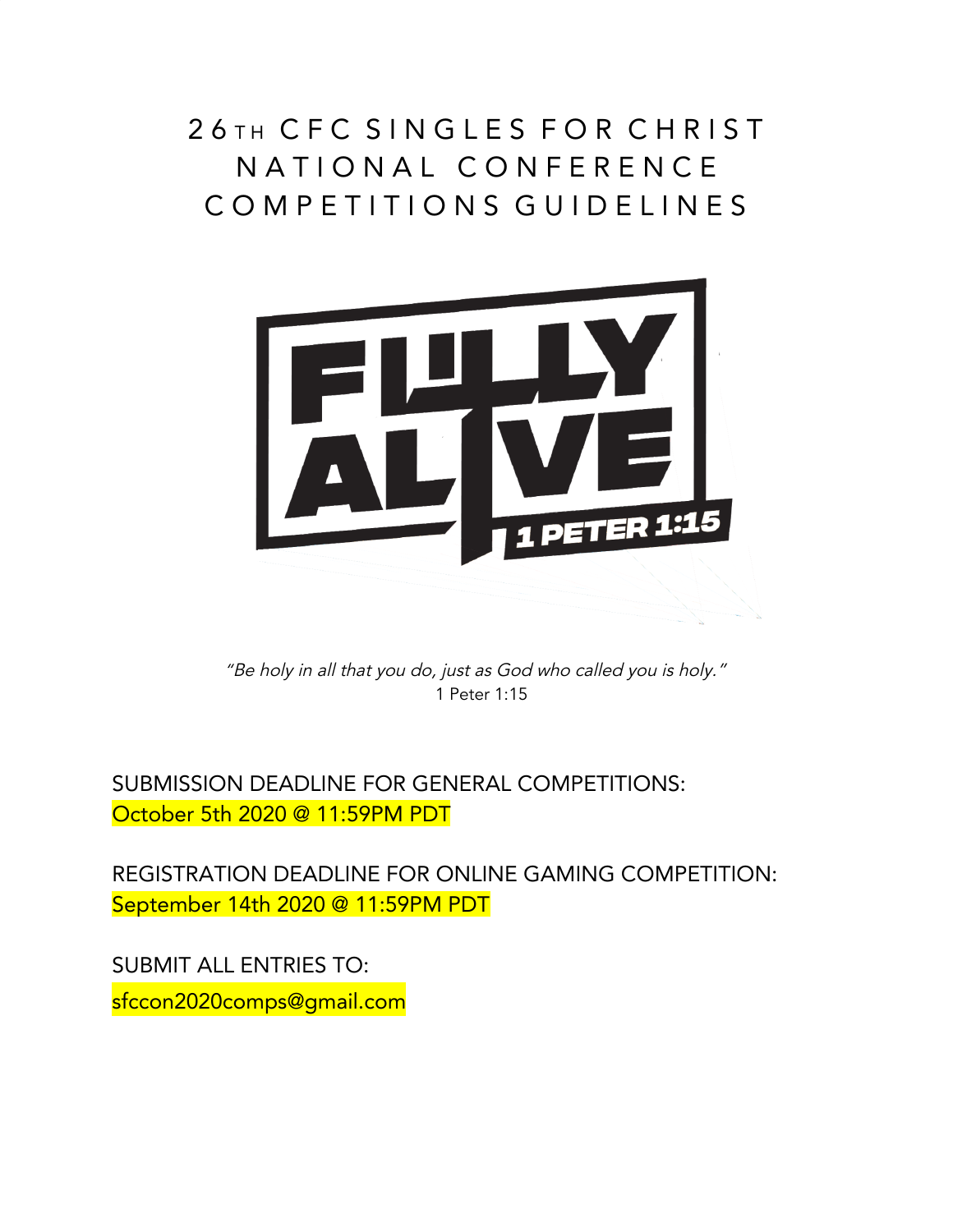# 26TH CFC SINGLES FOR CHRIST NATIONAL CONFERENCE COMPETITIONS GUIDELINES

*"Be holy in all that you do, just as God who called you is holy."*
1 Peter 1:15

SUBMISSION DEADLINE FOR GENERAL COMPETITIONS:
October 5th 2020 @ 11:59PM PDT

REGISTRATION DEADLINE FOR ONLINE GAMING COMPETITION:
September 14th 2020 @ 11:59PM PDT

SUBMIT ALL ENTRIES TO:
sfccon2020comps@gmail.com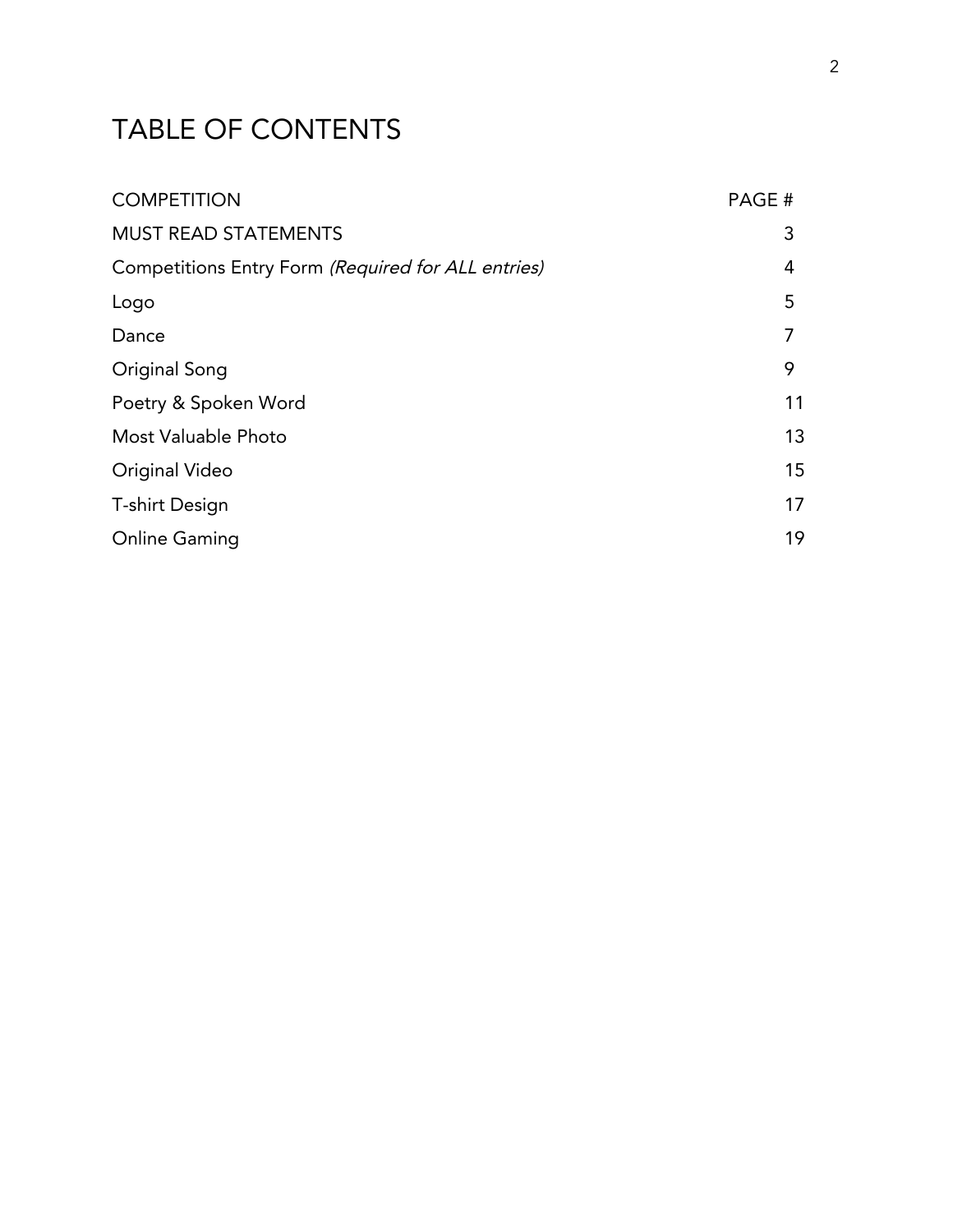# TABLE OF CONTENTS

| COMPETITION | PAGE # |
|---|---|
| MUST READ STATEMENTS | 3 |
| Competitions Entry Form *(Required for ALL entries)* | 4 |
| Logo | 5 |
| Dance | 7 |
| Original Song | 9 |
| Poetry & Spoken Word | 11 |
| Most Valuable Photo | 13 |
| Original Video | 15 |
| T-shirt Design | 17 |
| Online Gaming | 19 |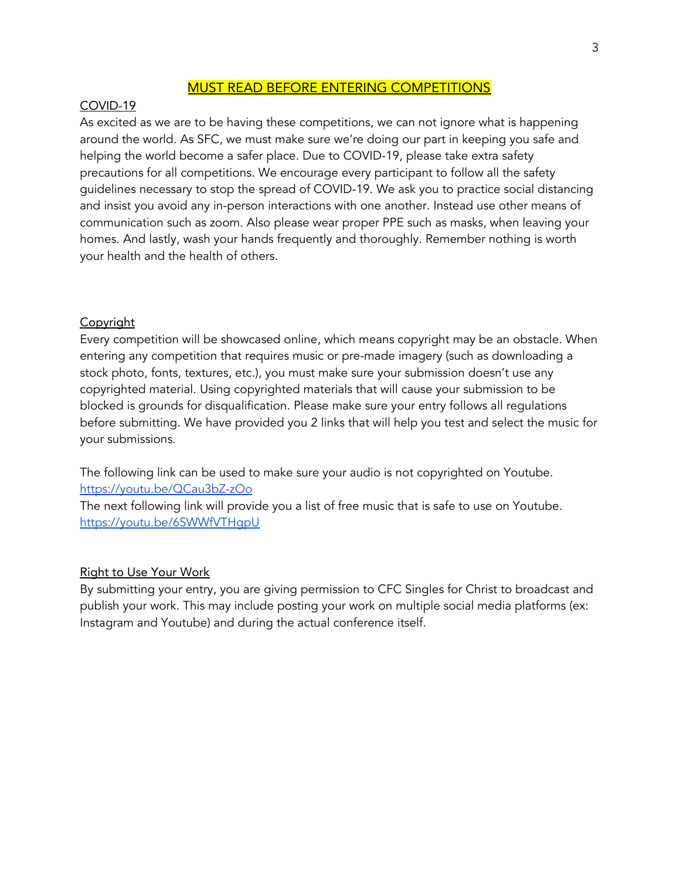# MUST READ BEFORE ENTERING COMPETITIONS

## COVID-19

As excited as we are to be having these competitions, we can not ignore what is happening around the world. As SFC, we must make sure we're doing our part in keeping you safe and helping the world become a safer place. Due to COVID-19, please take extra safety precautions for all competitions. We encourage every participant to follow all the safety guidelines necessary to stop the spread of COVID-19. We ask you to practice social distancing and insist you avoid any in-person interactions with one another. Instead use other means of communication such as zoom. Also please wear proper PPE such as masks, when leaving your homes. And lastly, wash your hands frequently and thoroughly. Remember nothing is worth your health and the health of others.

## Copyright

Every competition will be showcased online, which means copyright may be an obstacle. When entering any competition that requires music or pre-made imagery (such as downloading a stock photo, fonts, textures, etc.), you must make sure your submission doesn't use any copyrighted material. Using copyrighted materials that will cause your submission to be blocked is grounds for disqualification. Please make sure your entry follows all regulations before submitting. We have provided you 2 links that will help you test and select the music for your submissions.

The following link can be used to make sure your audio is not copyrighted on Youtube.
https://youtu.be/QCau3bZ-zOo
The next following link will provide you a list of free music that is safe to use on Youtube.
https://youtu.be/6SWWfVTHgpU

## Right to Use Your Work

By submitting your entry, you are giving permission to CFC Singles for Christ to broadcast and publish your work. This may include posting your work on multiple social media platforms (ex: Instagram and Youtube) and during the actual conference itself.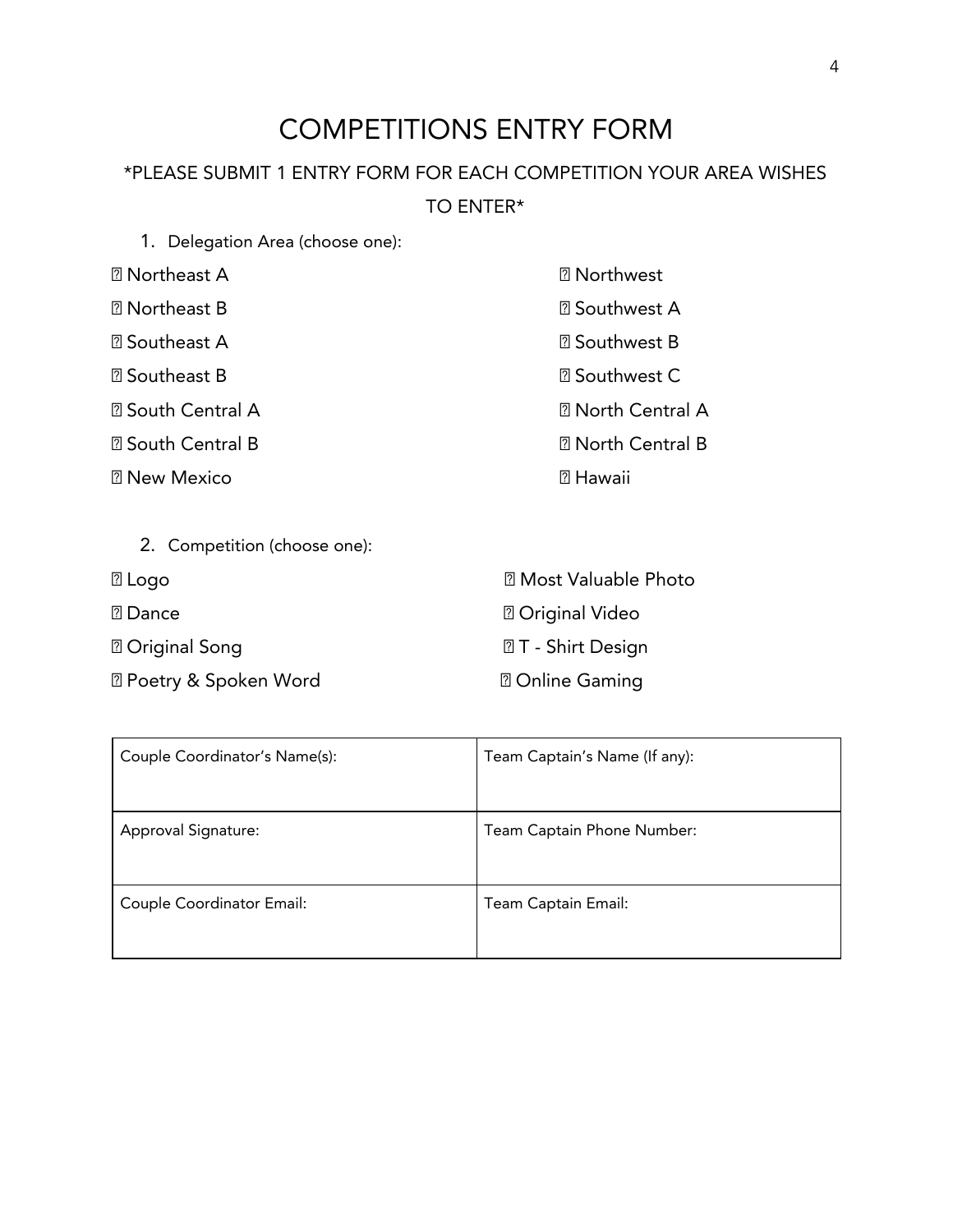# COMPETITIONS ENTRY FORM

*PLEASE SUBMIT 1 ENTRY FORM FOR EACH COMPETITION YOUR AREA WISHES TO ENTER*

1. Delegation Area (choose one):

- ☐ Northeast A
- ☐ Northeast B
- ☐ Southeast A
- ☐ Southeast B
- ☐ South Central A
- ☐ South Central B
- ☐ New Mexico
- ☐ Northwest
- ☐ Southwest A
- ☐ Southwest B
- ☐ Southwest C
- ☐ North Central A
- ☐ North Central B
- ☐ Hawaii

2. Competition (choose one):

- ☐ Logo
- ☐ Dance
- ☐ Original Song
- ☐ Poetry & Spoken Word
- ☐ Most Valuable Photo
- ☐ Original Video
- ☐ T - Shirt Design
- ☐ Online Gaming

| Couple Coordinator's Name(s): | Team Captain's Name (If any): |
|---|---|
| Approval Signature: | Team Captain Phone Number: |
| Couple Coordinator Email: | Team Captain Email: |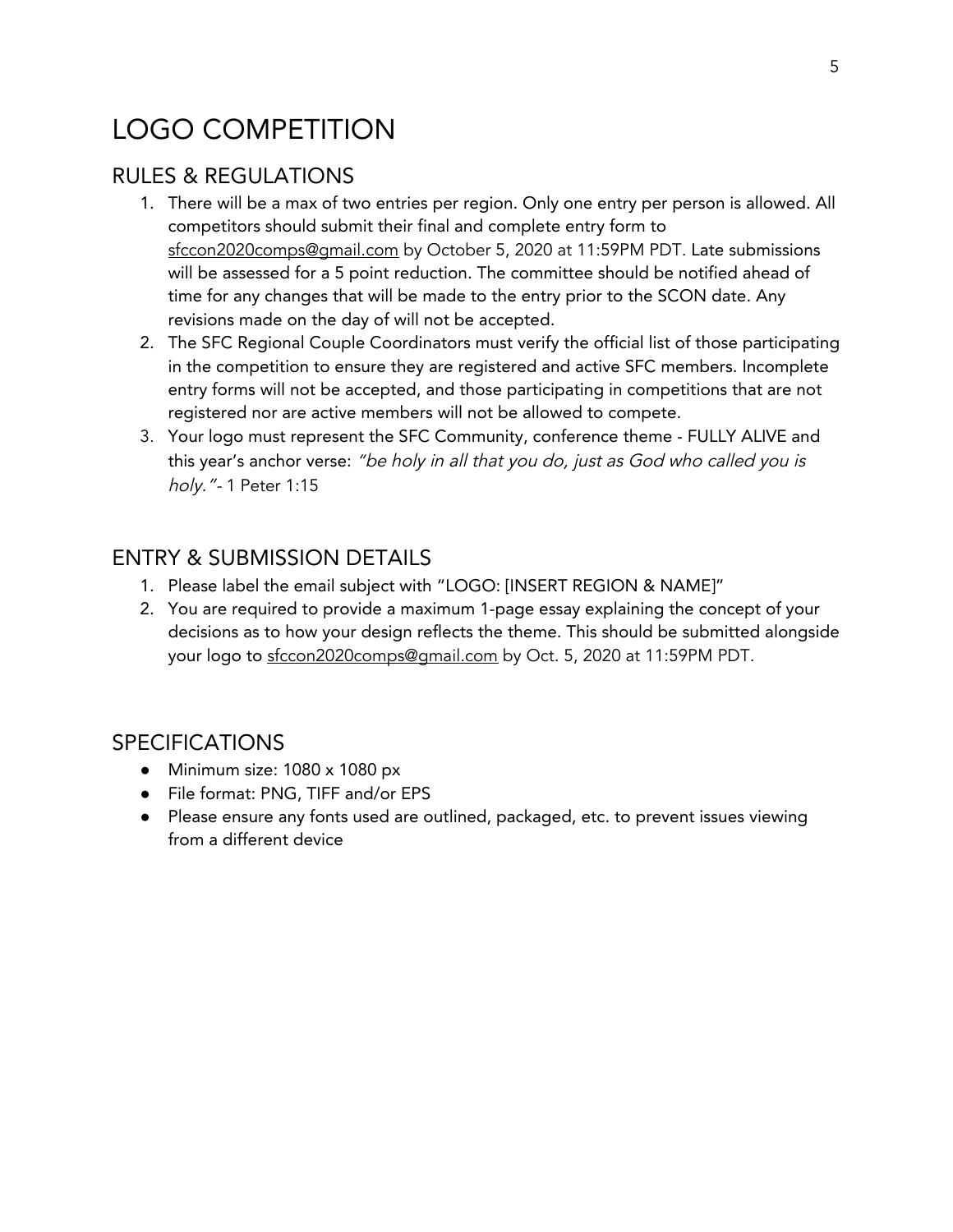# LOGO COMPETITION

## RULES & REGULATIONS

1. There will be a max of two entries per region. Only one entry per person is allowed. All competitors should submit their final and complete entry form to sfccon2020comps@gmail.com by October 5, 2020 at 11:59PM PDT. Late submissions will be assessed for a 5 point reduction. The committee should be notified ahead of time for any changes that will be made to the entry prior to the SCON date. Any revisions made on the day of will not be accepted.
2. The SFC Regional Couple Coordinators must verify the official list of those participating in the competition to ensure they are registered and active SFC members. Incomplete entry forms will not be accepted, and those participating in competitions that are not registered nor are active members will not be allowed to compete.
3. Your logo must represent the SFC Community, conference theme - FULLY ALIVE and this year's anchor verse: *"be holy in all that you do, just as God who called you is holy."* - 1 Peter 1:15

## ENTRY & SUBMISSION DETAILS

1. Please label the email subject with "LOGO: [INSERT REGION & NAME]"
2. You are required to provide a maximum 1-page essay explaining the concept of your decisions as to how your design reflects the theme. This should be submitted alongside your logo to sfccon2020comps@gmail.com by Oct. 5, 2020 at 11:59PM PDT.

## SPECIFICATIONS

- Minimum size: 1080 x 1080 px
- File format: PNG, TIFF and/or EPS
- Please ensure any fonts used are outlined, packaged, etc. to prevent issues viewing from a different device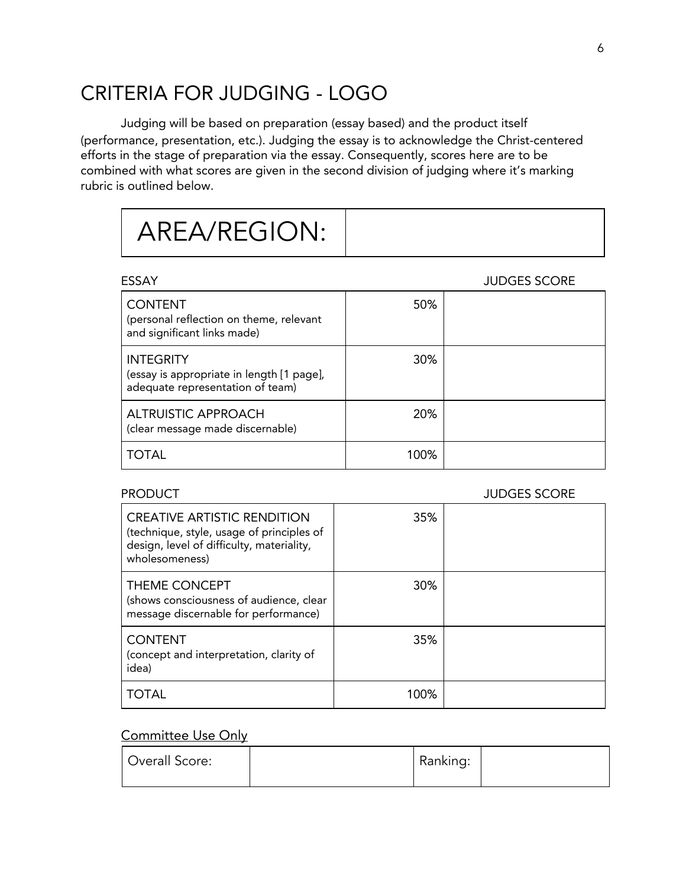# CRITERIA FOR JUDGING - LOGO

Judging will be based on preparation (essay based) and the product itself (performance, presentation, etc.). Judging the essay is to acknowledge the Christ-centered efforts in the stage of preparation via the essay. Consequently, scores here are to be combined with what scores are given in the second division of judging where it's marking rubric is outlined below.

| AREA/REGION: | |
|---|---|

| ESSAY | | JUDGES SCORE |
|---|---|---|
| CONTENT (personal reflection on theme, relevant and significant links made) | 50% | |
| INTEGRITY (essay is appropriate in length [1 page], adequate representation of team) | 30% | |
| ALTRUISTIC APPROACH (clear message made discernable) | 20% | |
| TOTAL | 100% | |

| PRODUCT | | JUDGES SCORE |
|---|---|---|
| CREATIVE ARTISTIC RENDITION (technique, style, usage of principles of design, level of difficulty, materiality, wholesomeness) | 35% | |
| THEME CONCEPT (shows consciousness of audience, clear message discernable for performance) | 30% | |
| CONTENT (concept and interpretation, clarity of idea) | 35% | |
| TOTAL | 100% | |

Committee Use Only

| Overall Score: | | Ranking: | |
|---|---|---|---|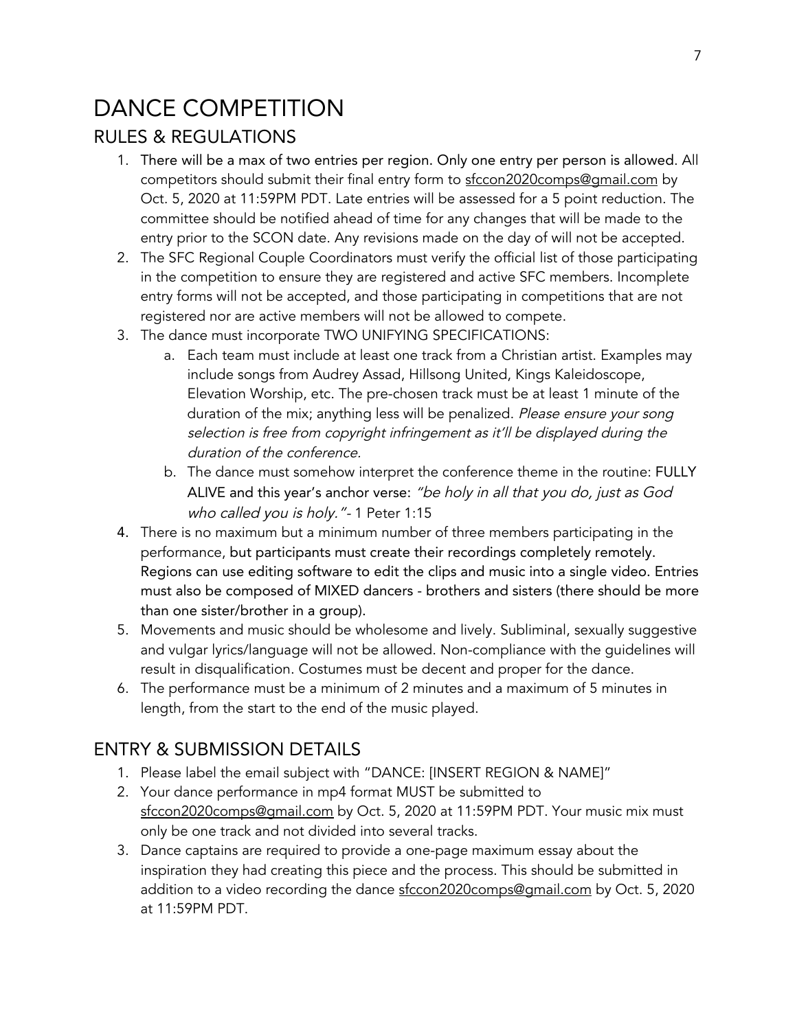# DANCE COMPETITION

## RULES & REGULATIONS

1. There will be a max of two entries per region. Only one entry per person is allowed. All competitors should submit their final entry form to sfccon2020comps@gmail.com by Oct. 5, 2020 at 11:59PM PDT. Late entries will be assessed for a 5 point reduction. The committee should be notified ahead of time for any changes that will be made to the entry prior to the SCON date. Any revisions made on the day of will not be accepted.
2. The SFC Regional Couple Coordinators must verify the official list of those participating in the competition to ensure they are registered and active SFC members. Incomplete entry forms will not be accepted, and those participating in competitions that are not registered nor are active members will not be allowed to compete.
3. The dance must incorporate TWO UNIFYING SPECIFICATIONS:
   a. Each team must include at least one track from a Christian artist. Examples may include songs from Audrey Assad, Hillsong United, Kings Kaleidoscope, Elevation Worship, etc. The pre-chosen track must be at least 1 minute of the duration of the mix; anything less will be penalized. *Please ensure your song selection is free from copyright infringement as it'll be displayed during the duration of the conference.*
   b. The dance must somehow interpret the conference theme in the routine: FULLY ALIVE and this year's anchor verse: *"be holy in all that you do, just as God who called you is holy."*- 1 Peter 1:15
4. There is no maximum but a minimum number of three members participating in the performance, but participants must create their recordings completely remotely. Regions can use editing software to edit the clips and music into a single video. Entries must also be composed of MIXED dancers - brothers and sisters (there should be more than one sister/brother in a group).
5. Movements and music should be wholesome and lively. Subliminal, sexually suggestive and vulgar lyrics/language will not be allowed. Non-compliance with the guidelines will result in disqualification. Costumes must be decent and proper for the dance.
6. The performance must be a minimum of 2 minutes and a maximum of 5 minutes in length, from the start to the end of the music played.

## ENTRY & SUBMISSION DETAILS

1. Please label the email subject with "DANCE: [INSERT REGION & NAME]"
2. Your dance performance in mp4 format MUST be submitted to sfccon2020comps@gmail.com by Oct. 5, 2020 at 11:59PM PDT. Your music mix must only be one track and not divided into several tracks.
3. Dance captains are required to provide a one-page maximum essay about the inspiration they had creating this piece and the process. This should be submitted in addition to a video recording the dance sfccon2020comps@gmail.com by Oct. 5, 2020 at 11:59PM PDT.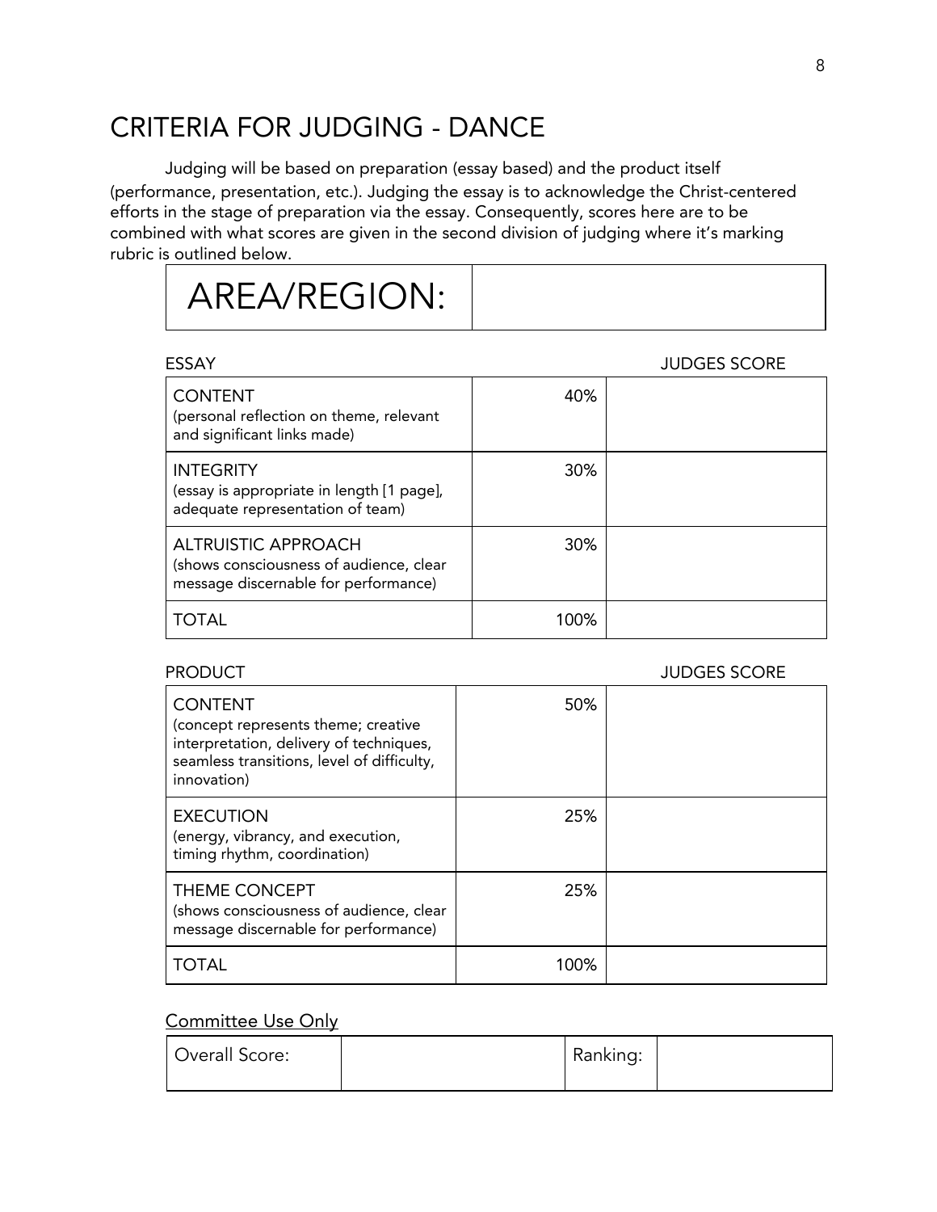# CRITERIA FOR JUDGING - DANCE

Judging will be based on preparation (essay based) and the product itself (performance, presentation, etc.). Judging the essay is to acknowledge the Christ-centered efforts in the stage of preparation via the essay. Consequently, scores here are to be combined with what scores are given in the second division of judging where it's marking rubric is outlined below.

| AREA/REGION: | |
|---|---|

| ESSAY | | JUDGES SCORE |
|---|---|---|
| CONTENT (personal reflection on theme, relevant and significant links made) | 40% | |
| INTEGRITY (essay is appropriate in length [1 page], adequate representation of team) | 30% | |
| ALTRUISTIC APPROACH (shows consciousness of audience, clear message discernable for performance) | 30% | |
| TOTAL | 100% | |

| PRODUCT | | JUDGES SCORE |
|---|---|---|
| CONTENT (concept represents theme; creative interpretation, delivery of techniques, seamless transitions, level of difficulty, innovation) | 50% | |
| EXECUTION (energy, vibrancy, and execution, timing rhythm, coordination) | 25% | |
| THEME CONCEPT (shows consciousness of audience, clear message discernable for performance) | 25% | |
| TOTAL | 100% | |

Committee Use Only

| Overall Score: | | Ranking: | |
|---|---|---|---|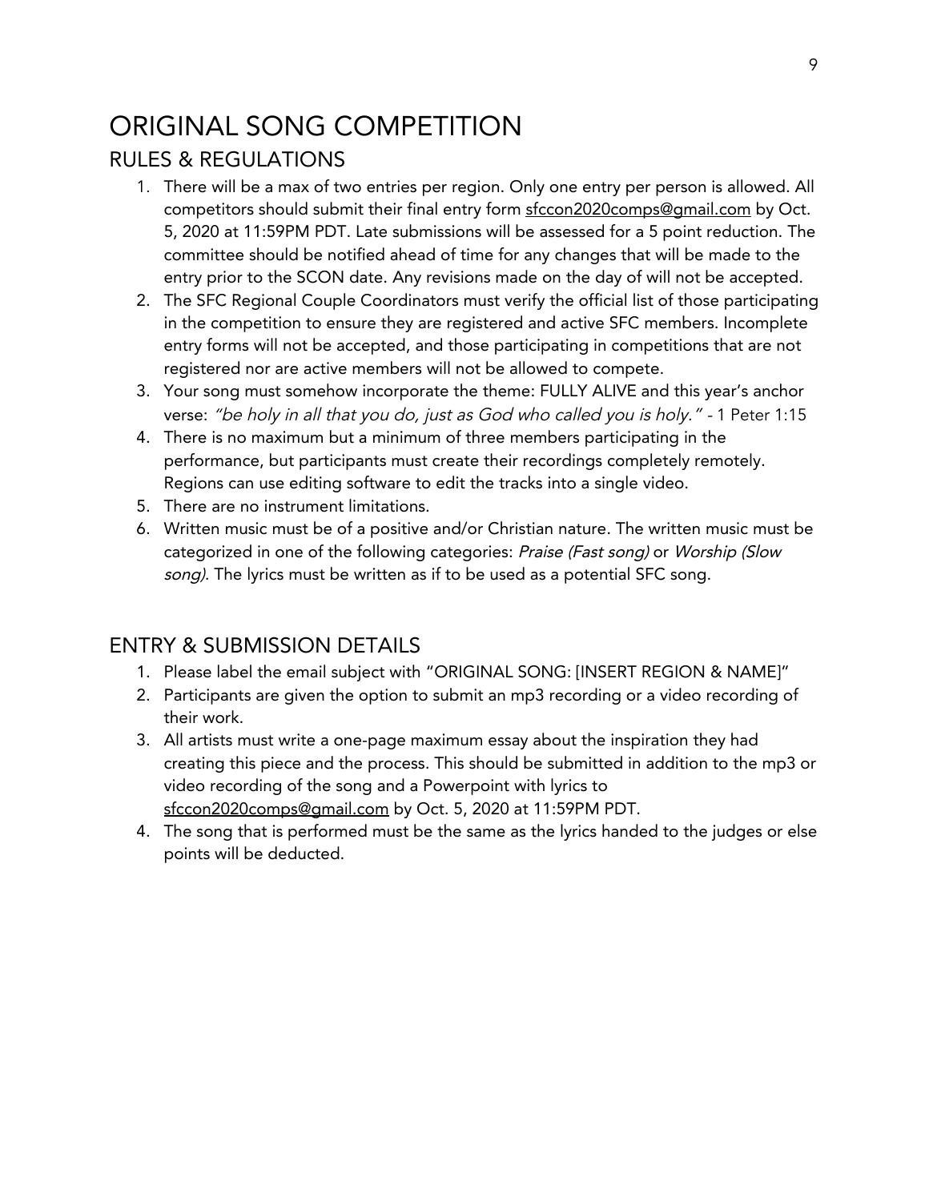# ORIGINAL SONG COMPETITION

## RULES & REGULATIONS

1. There will be a max of two entries per region. Only one entry per person is allowed. All competitors should submit their final entry form sfccon2020comps@gmail.com by Oct. 5, 2020 at 11:59PM PDT. Late submissions will be assessed for a 5 point reduction. The committee should be notified ahead of time for any changes that will be made to the entry prior to the SCON date. Any revisions made on the day of will not be accepted.
2. The SFC Regional Couple Coordinators must verify the official list of those participating in the competition to ensure they are registered and active SFC members. Incomplete entry forms will not be accepted, and those participating in competitions that are not registered nor are active members will not be allowed to compete.
3. Your song must somehow incorporate the theme: FULLY ALIVE and this year's anchor verse: *"be holy in all that you do, just as God who called you is holy."* - 1 Peter 1:15
4. There is no maximum but a minimum of three members participating in the performance, but participants must create their recordings completely remotely. Regions can use editing software to edit the tracks into a single video.
5. There are no instrument limitations.
6. Written music must be of a positive and/or Christian nature. The written music must be categorized in one of the following categories: *Praise (Fast song)* or *Worship (Slow song)*. The lyrics must be written as if to be used as a potential SFC song.

## ENTRY & SUBMISSION DETAILS

1. Please label the email subject with "ORIGINAL SONG: [INSERT REGION & NAME]"
2. Participants are given the option to submit an mp3 recording or a video recording of their work.
3. All artists must write a one-page maximum essay about the inspiration they had creating this piece and the process. This should be submitted in addition to the mp3 or video recording of the song and a Powerpoint with lyrics to sfccon2020comps@gmail.com by Oct. 5, 2020 at 11:59PM PDT.
4. The song that is performed must be the same as the lyrics handed to the judges or else points will be deducted.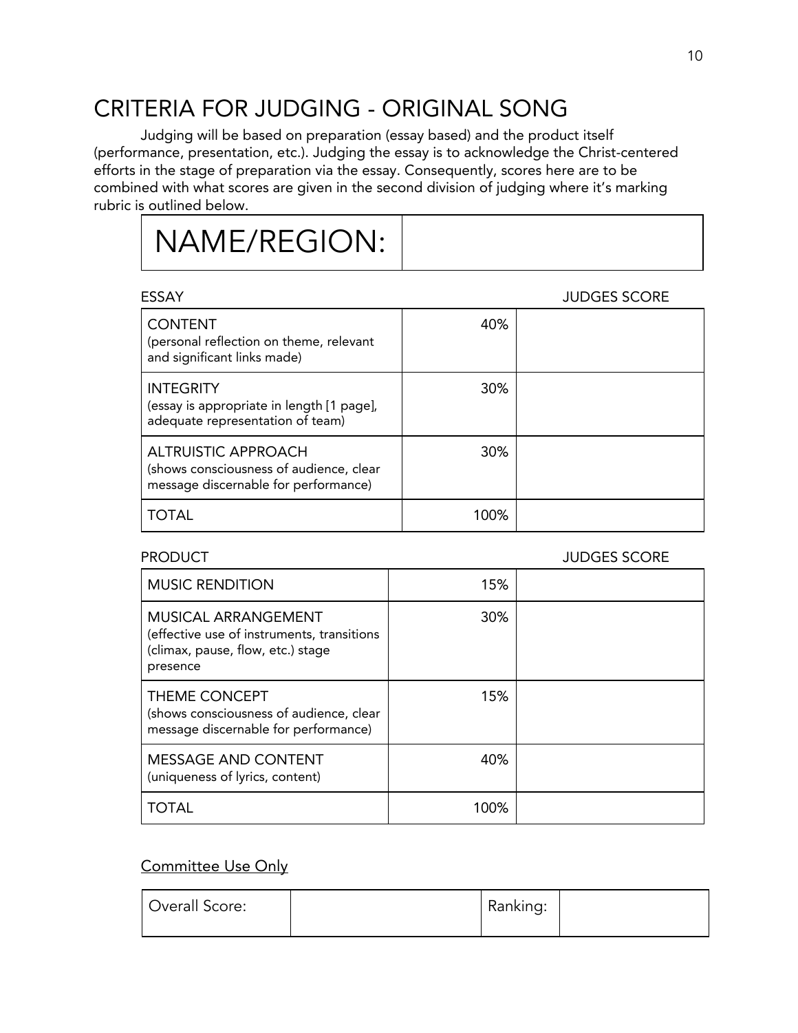# CRITERIA FOR JUDGING - ORIGINAL SONG

Judging will be based on preparation (essay based) and the product itself (performance, presentation, etc.). Judging the essay is to acknowledge the Christ-centered efforts in the stage of preparation via the essay. Consequently, scores here are to be combined with what scores are given in the second division of judging where it's marking rubric is outlined below.

| NAME/REGION: | |
|---|---|

| ESSAY | | JUDGES SCORE |
|---|---|---|
| CONTENT (personal reflection on theme, relevant and significant links made) | 40% | |
| INTEGRITY (essay is appropriate in length [1 page], adequate representation of team) | 30% | |
| ALTRUISTIC APPROACH (shows consciousness of audience, clear message discernable for performance) | 30% | |
| TOTAL | 100% | |

| PRODUCT | | JUDGES SCORE |
|---|---|---|
| MUSIC RENDITION | 15% | |
| MUSICAL ARRANGEMENT (effective use of instruments, transitions (climax, pause, flow, etc.) stage presence | 30% | |
| THEME CONCEPT (shows consciousness of audience, clear message discernable for performance) | 15% | |
| MESSAGE AND CONTENT (uniqueness of lyrics, content) | 40% | |
| TOTAL | 100% | |

<u>Committee Use Only</u>

| Overall Score: | | Ranking: | |
|---|---|---|---|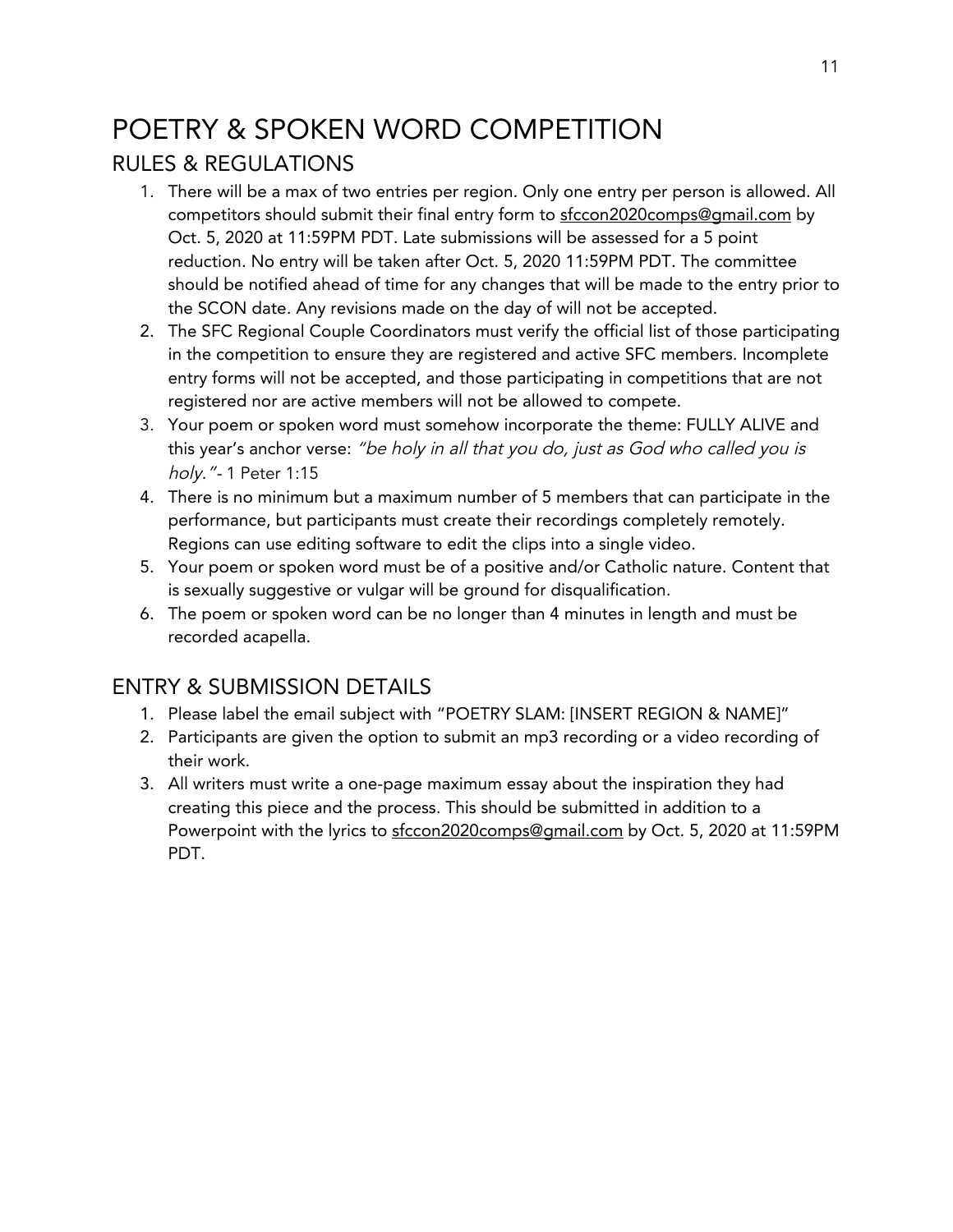# POETRY & SPOKEN WORD COMPETITION

## RULES & REGULATIONS

1. There will be a max of two entries per region. Only one entry per person is allowed. All competitors should submit their final entry form to sfccon2020comps@gmail.com by Oct. 5, 2020 at 11:59PM PDT. Late submissions will be assessed for a 5 point reduction. No entry will be taken after Oct. 5, 2020 11:59PM PDT. The committee should be notified ahead of time for any changes that will be made to the entry prior to the SCON date. Any revisions made on the day of will not be accepted.
2. The SFC Regional Couple Coordinators must verify the official list of those participating in the competition to ensure they are registered and active SFC members. Incomplete entry forms will not be accepted, and those participating in competitions that are not registered nor are active members will not be allowed to compete.
3. Your poem or spoken word must somehow incorporate the theme: FULLY ALIVE and this year's anchor verse: *"be holy in all that you do, just as God who called you is holy."*- 1 Peter 1:15
4. There is no minimum but a maximum number of 5 members that can participate in the performance, but participants must create their recordings completely remotely. Regions can use editing software to edit the clips into a single video.
5. Your poem or spoken word must be of a positive and/or Catholic nature. Content that is sexually suggestive or vulgar will be ground for disqualification.
6. The poem or spoken word can be no longer than 4 minutes in length and must be recorded acapella.

## ENTRY & SUBMISSION DETAILS

1. Please label the email subject with "POETRY SLAM: [INSERT REGION & NAME]"
2. Participants are given the option to submit an mp3 recording or a video recording of their work.
3. All writers must write a one-page maximum essay about the inspiration they had creating this piece and the process. This should be submitted in addition to a Powerpoint with the lyrics to sfccon2020comps@gmail.com by Oct. 5, 2020 at 11:59PM PDT.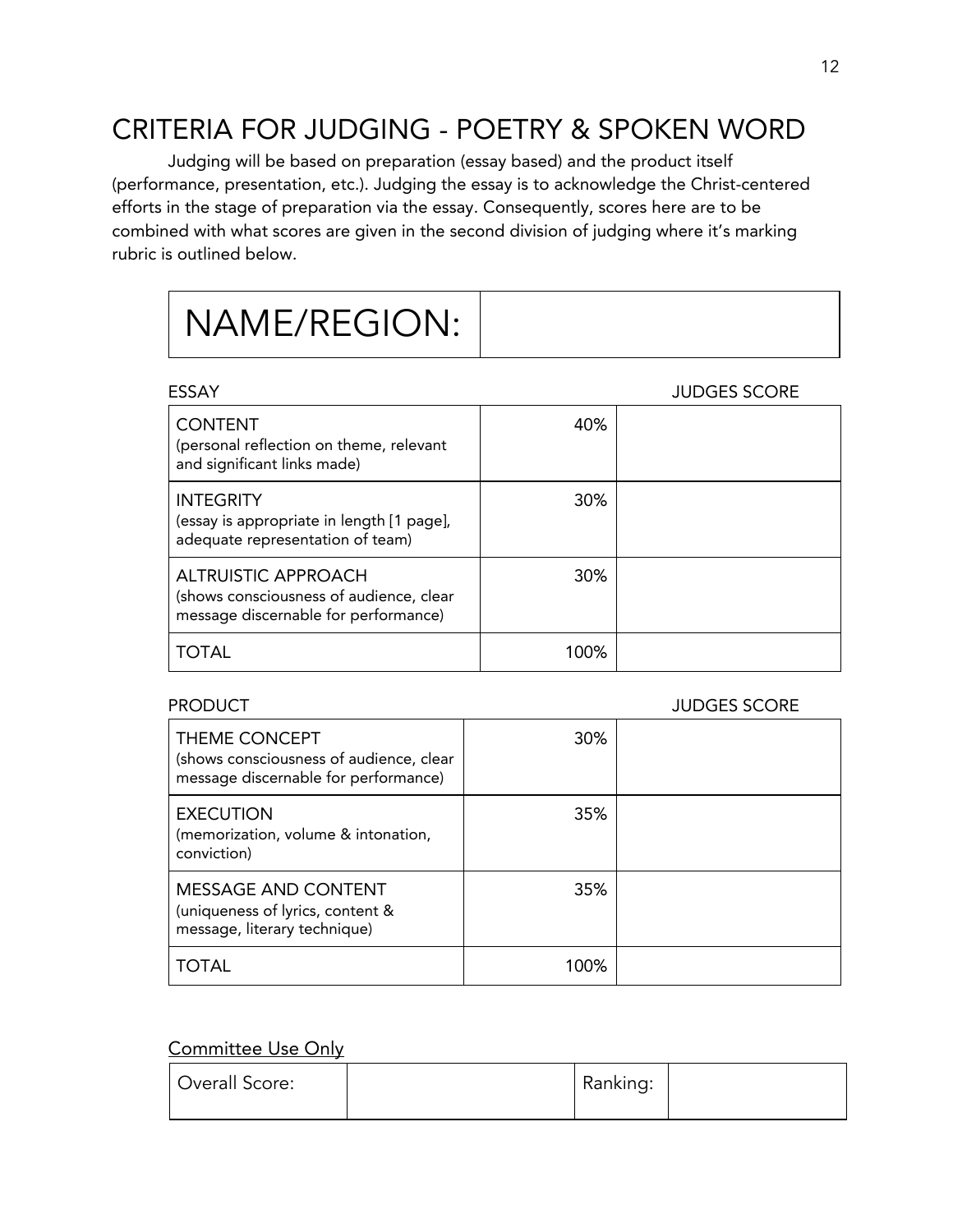# CRITERIA FOR JUDGING - POETRY & SPOKEN WORD

Judging will be based on preparation (essay based) and the product itself (performance, presentation, etc.). Judging the essay is to acknowledge the Christ-centered efforts in the stage of preparation via the essay. Consequently, scores here are to be combined with what scores are given in the second division of judging where it's marking rubric is outlined below.

| NAME/REGION: | |
|---|---|

| ESSAY | | JUDGES SCORE |
|---|---|---|
| CONTENT (personal reflection on theme, relevant and significant links made) | 40% | |
| INTEGRITY (essay is appropriate in length [1 page], adequate representation of team) | 30% | |
| ALTRUISTIC APPROACH (shows consciousness of audience, clear message discernable for performance) | 30% | |
| TOTAL | 100% | |

| PRODUCT | | JUDGES SCORE |
|---|---|---|
| THEME CONCEPT (shows consciousness of audience, clear message discernable for performance) | 30% | |
| EXECUTION (memorization, volume & intonation, conviction) | 35% | |
| MESSAGE AND CONTENT (uniqueness of lyrics, content & message, literary technique) | 35% | |
| TOTAL | 100% | |

Committee Use Only

| Overall Score: | | Ranking: | |
|---|---|---|---|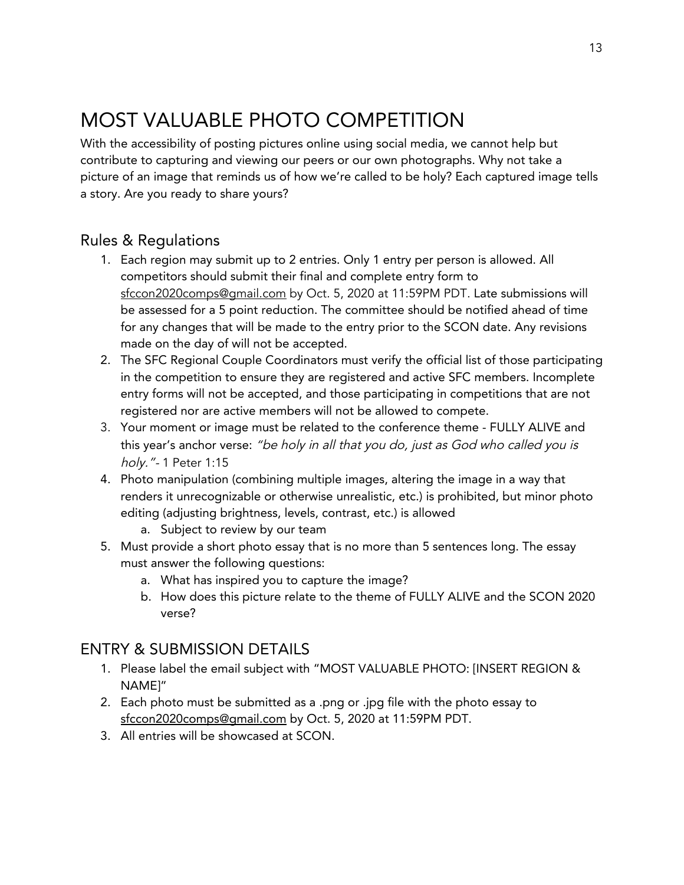# MOST VALUABLE PHOTO COMPETITION

With the accessibility of posting pictures online using social media, we cannot help but contribute to capturing and viewing our peers or our own photographs. Why not take a picture of an image that reminds us of how we're called to be holy? Each captured image tells a story. Are you ready to share yours?

## Rules & Regulations

1. Each region may submit up to 2 entries. Only 1 entry per person is allowed. All competitors should submit their final and complete entry form to sfccon2020comps@gmail.com by Oct. 5, 2020 at 11:59PM PDT. Late submissions will be assessed for a 5 point reduction. The committee should be notified ahead of time for any changes that will be made to the entry prior to the SCON date. Any revisions made on the day of will not be accepted.
2. The SFC Regional Couple Coordinators must verify the official list of those participating in the competition to ensure they are registered and active SFC members. Incomplete entry forms will not be accepted, and those participating in competitions that are not registered nor are active members will not be allowed to compete.
3. Your moment or image must be related to the conference theme - FULLY ALIVE and this year's anchor verse: *"be holy in all that you do, just as God who called you is holy."*- 1 Peter 1:15
4. Photo manipulation (combining multiple images, altering the image in a way that renders it unrecognizable or otherwise unrealistic, etc.) is prohibited, but minor photo editing (adjusting brightness, levels, contrast, etc.) is allowed
   a. Subject to review by our team
5. Must provide a short photo essay that is no more than 5 sentences long. The essay must answer the following questions:
   a. What has inspired you to capture the image?
   b. How does this picture relate to the theme of FULLY ALIVE and the SCON 2020 verse?

## ENTRY & SUBMISSION DETAILS

1. Please label the email subject with "MOST VALUABLE PHOTO: [INSERT REGION & NAME]"
2. Each photo must be submitted as a .png or .jpg file with the photo essay to sfccon2020comps@gmail.com by Oct. 5, 2020 at 11:59PM PDT.
3. All entries will be showcased at SCON.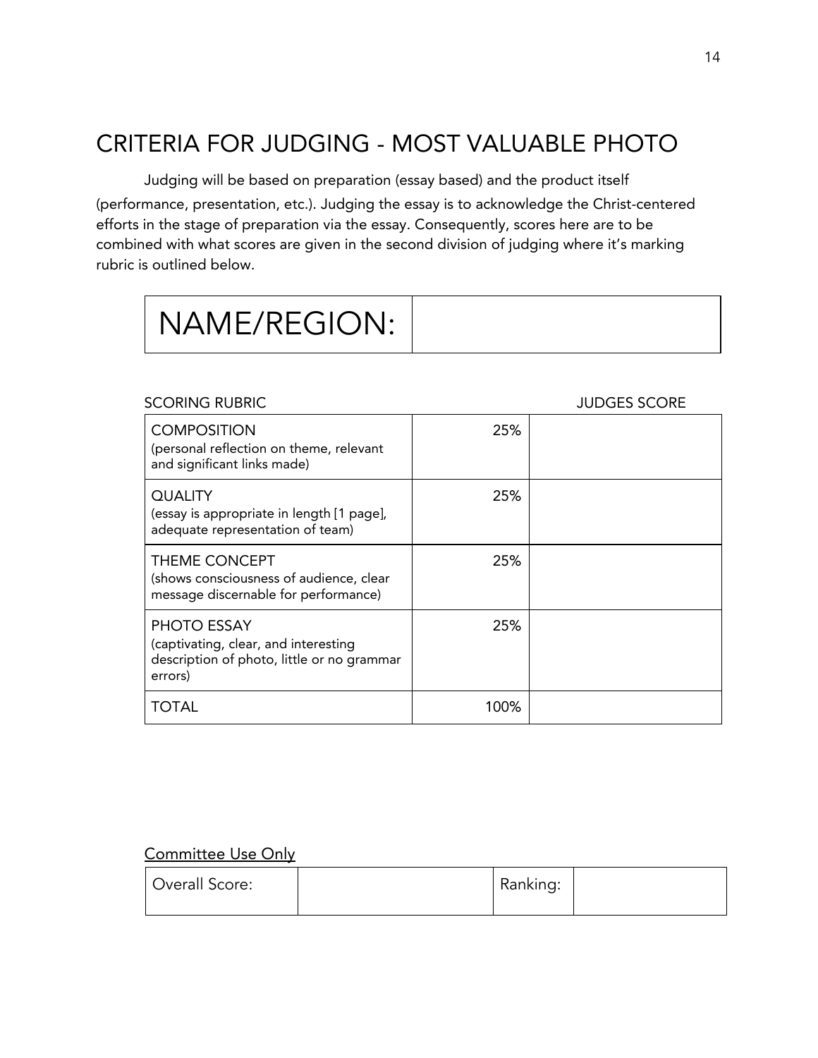# CRITERIA FOR JUDGING - MOST VALUABLE PHOTO

Judging will be based on preparation (essay based) and the product itself (performance, presentation, etc.). Judging the essay is to acknowledge the Christ-centered efforts in the stage of preparation via the essay. Consequently, scores here are to be combined with what scores are given in the second division of judging where it's marking rubric is outlined below.

| NAME/REGION: | |
|---|---|

SCORING RUBRIC — JUDGES SCORE

| SCORING RUBRIC | | JUDGES SCORE |
|---|---|---|
| COMPOSITION (personal reflection on theme, relevant and significant links made) | 25% | |
| QUALITY (essay is appropriate in length [1 page], adequate representation of team) | 25% | |
| THEME CONCEPT (shows consciousness of audience, clear message discernable for performance) | 25% | |
| PHOTO ESSAY (captivating, clear, and interesting description of photo, little or no grammar errors) | 25% | |
| TOTAL | 100% | |

Committee Use Only

| Overall Score: | | Ranking: | |
|---|---|---|---|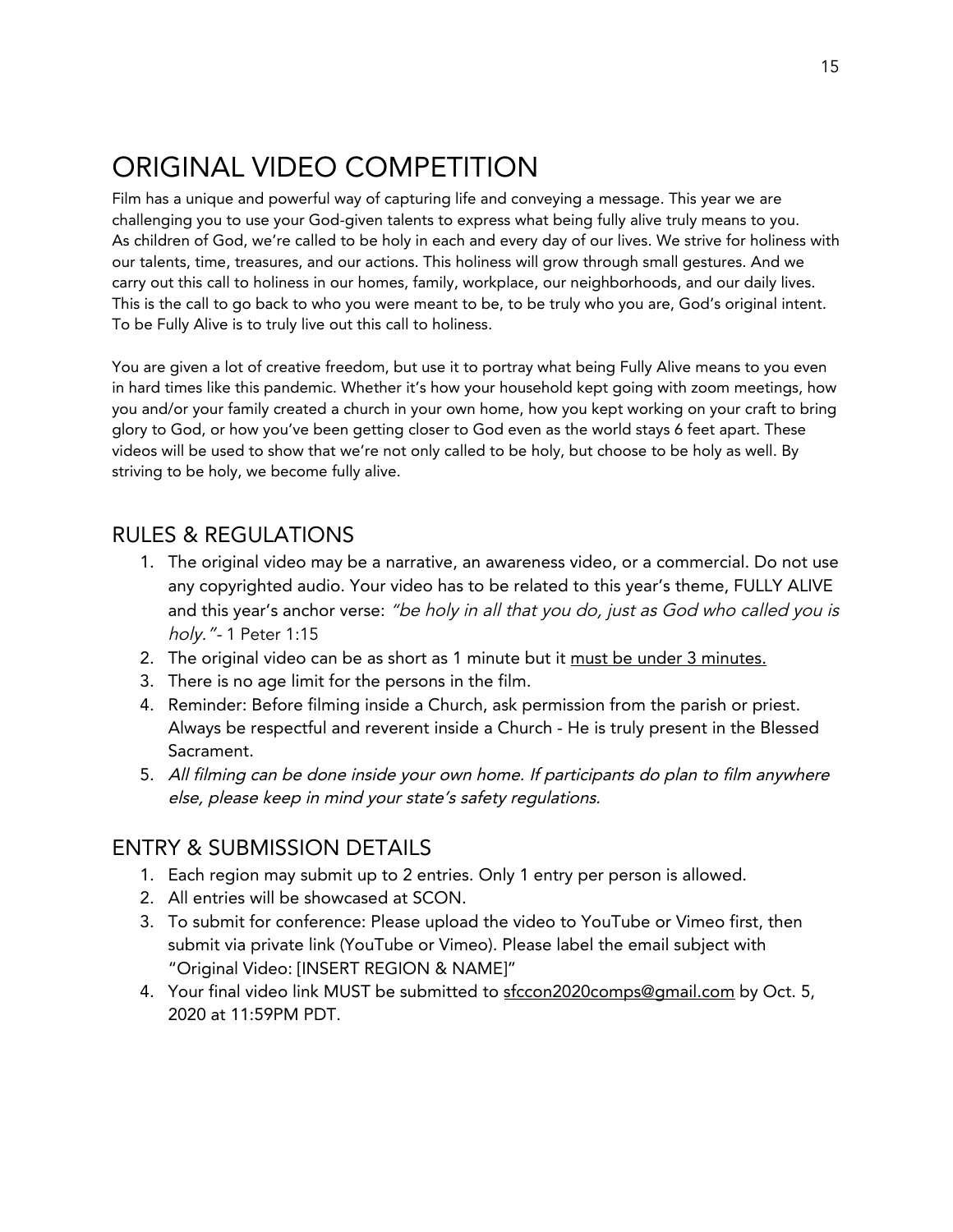# ORIGINAL VIDEO COMPETITION

Film has a unique and powerful way of capturing life and conveying a message. This year we are challenging you to use your God-given talents to express what being fully alive truly means to you. As children of God, we're called to be holy in each and every day of our lives. We strive for holiness with our talents, time, treasures, and our actions. This holiness will grow through small gestures. And we carry out this call to holiness in our homes, family, workplace, our neighborhoods, and our daily lives. This is the call to go back to who you were meant to be, to be truly who you are, God's original intent. To be Fully Alive is to truly live out this call to holiness.

You are given a lot of creative freedom, but use it to portray what being Fully Alive means to you even in hard times like this pandemic. Whether it's how your household kept going with zoom meetings, how you and/or your family created a church in your own home, how you kept working on your craft to bring glory to God, or how you've been getting closer to God even as the world stays 6 feet apart. These videos will be used to show that we're not only called to be holy, but choose to be holy as well. By striving to be holy, we become fully alive.

## RULES & REGULATIONS

1. The original video may be a narrative, an awareness video, or a commercial. Do not use any copyrighted audio. Your video has to be related to this year's theme, FULLY ALIVE and this year's anchor verse: *"be holy in all that you do, just as God who called you is holy."*- 1 Peter 1:15
2. The original video can be as short as 1 minute but it <u>must be under 3 minutes.</u>
3. There is no age limit for the persons in the film.
4. Reminder: Before filming inside a Church, ask permission from the parish or priest. Always be respectful and reverent inside a Church - He is truly present in the Blessed Sacrament.
5. *All filming can be done inside your own home. If participants do plan to film anywhere else, please keep in mind your state's safety regulations.*

## ENTRY & SUBMISSION DETAILS

1. Each region may submit up to 2 entries. Only 1 entry per person is allowed.
2. All entries will be showcased at SCON.
3. To submit for conference: Please upload the video to YouTube or Vimeo first, then submit via private link (YouTube or Vimeo). Please label the email subject with "Original Video: [INSERT REGION & NAME]"
4. Your final video link MUST be submitted to sfccon2020comps@gmail.com by Oct. 5, 2020 at 11:59PM PDT.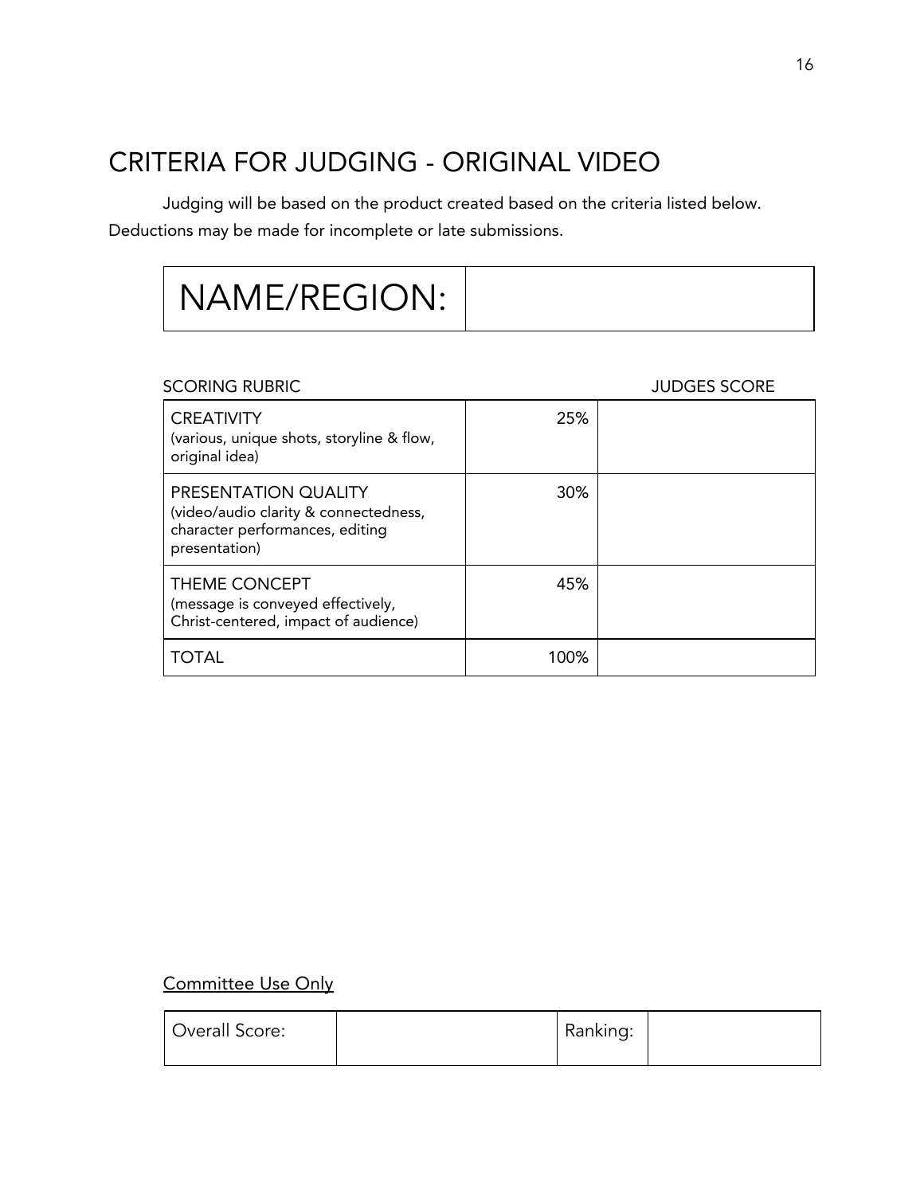# CRITERIA FOR JUDGING - ORIGINAL VIDEO

Judging will be based on the product created based on the criteria listed below. Deductions may be made for incomplete or late submissions.

| NAME/REGION: | |
|---|---|

| SCORING RUBRIC | | JUDGES SCORE |
|---|---|---|
| CREATIVITY<br>(various, unique shots, storyline & flow, original idea) | 25% | |
| PRESENTATION QUALITY<br>(video/audio clarity & connectedness, character performances, editing presentation) | 30% | |
| THEME CONCEPT<br>(message is conveyed effectively, Christ-centered, impact of audience) | 45% | |
| TOTAL | 100% | |

<u>Committee Use Only</u>

| Overall Score: | | Ranking: | |
|---|---|---|---|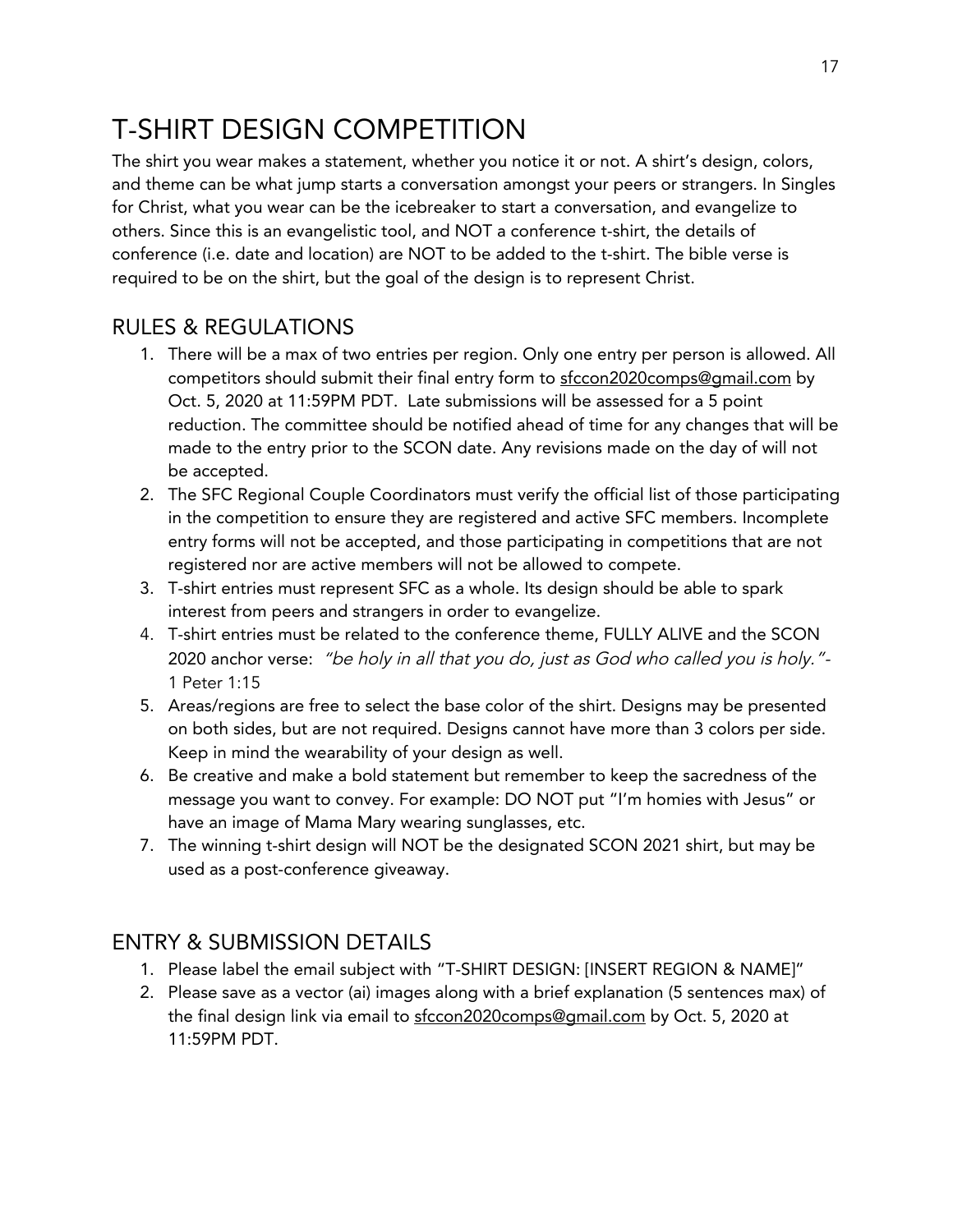# T-SHIRT DESIGN COMPETITION

The shirt you wear makes a statement, whether you notice it or not. A shirt's design, colors, and theme can be what jump starts a conversation amongst your peers or strangers. In Singles for Christ, what you wear can be the icebreaker to start a conversation, and evangelize to others. Since this is an evangelistic tool, and NOT a conference t-shirt, the details of conference (i.e. date and location) are NOT to be added to the t-shirt. The bible verse is required to be on the shirt, but the goal of the design is to represent Christ.

## RULES & REGULATIONS

1. There will be a max of two entries per region. Only one entry per person is allowed. All competitors should submit their final entry form to sfccon2020comps@gmail.com by Oct. 5, 2020 at 11:59PM PDT. Late submissions will be assessed for a 5 point reduction. The committee should be notified ahead of time for any changes that will be made to the entry prior to the SCON date. Any revisions made on the day of will not be accepted.
2. The SFC Regional Couple Coordinators must verify the official list of those participating in the competition to ensure they are registered and active SFC members. Incomplete entry forms will not be accepted, and those participating in competitions that are not registered nor are active members will not be allowed to compete.
3. T-shirt entries must represent SFC as a whole. Its design should be able to spark interest from peers and strangers in order to evangelize.
4. T-shirt entries must be related to the conference theme, FULLY ALIVE and the SCON 2020 anchor verse: *"be holy in all that you do, just as God who called you is holy."*- 1 Peter 1:15
5. Areas/regions are free to select the base color of the shirt. Designs may be presented on both sides, but are not required. Designs cannot have more than 3 colors per side. Keep in mind the wearability of your design as well.
6. Be creative and make a bold statement but remember to keep the sacredness of the message you want to convey. For example: DO NOT put "I'm homies with Jesus" or have an image of Mama Mary wearing sunglasses, etc.
7. The winning t-shirt design will NOT be the designated SCON 2021 shirt, but may be used as a post-conference giveaway.

## ENTRY & SUBMISSION DETAILS

1. Please label the email subject with "T-SHIRT DESIGN: [INSERT REGION & NAME]"
2. Please save as a vector (ai) images along with a brief explanation (5 sentences max) of the final design link via email to sfccon2020comps@gmail.com by Oct. 5, 2020 at 11:59PM PDT.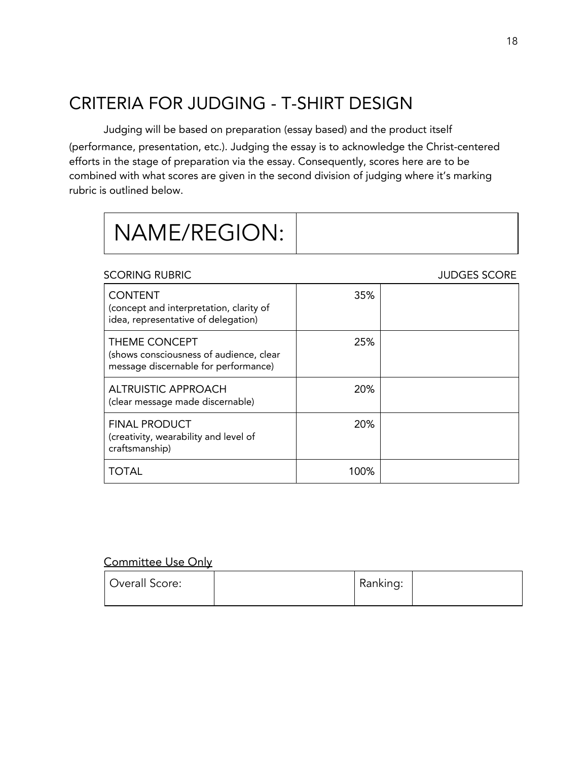## CRITERIA FOR JUDGING - T-SHIRT DESIGN

Judging will be based on preparation (essay based) and the product itself (performance, presentation, etc.). Judging the essay is to acknowledge the Christ-centered efforts in the stage of preparation via the essay. Consequently, scores here are to be combined with what scores are given in the second division of judging where it's marking rubric is outlined below.

| NAME/REGION: | |
|---|---|

| SCORING RUBRIC | | JUDGES SCORE |
|---|---|---|
| CONTENT<br>(concept and interpretation, clarity of idea, representative of delegation) | 35% | |
| THEME CONCEPT<br>(shows consciousness of audience, clear message discernable for performance) | 25% | |
| ALTRUISTIC APPROACH<br>(clear message made discernable) | 20% | |
| FINAL PRODUCT<br>(creativity, wearability and level of craftsmanship) | 20% | |
| TOTAL | 100% | |

Committee Use Only

| Overall Score: | | Ranking: | |
|---|---|---|---|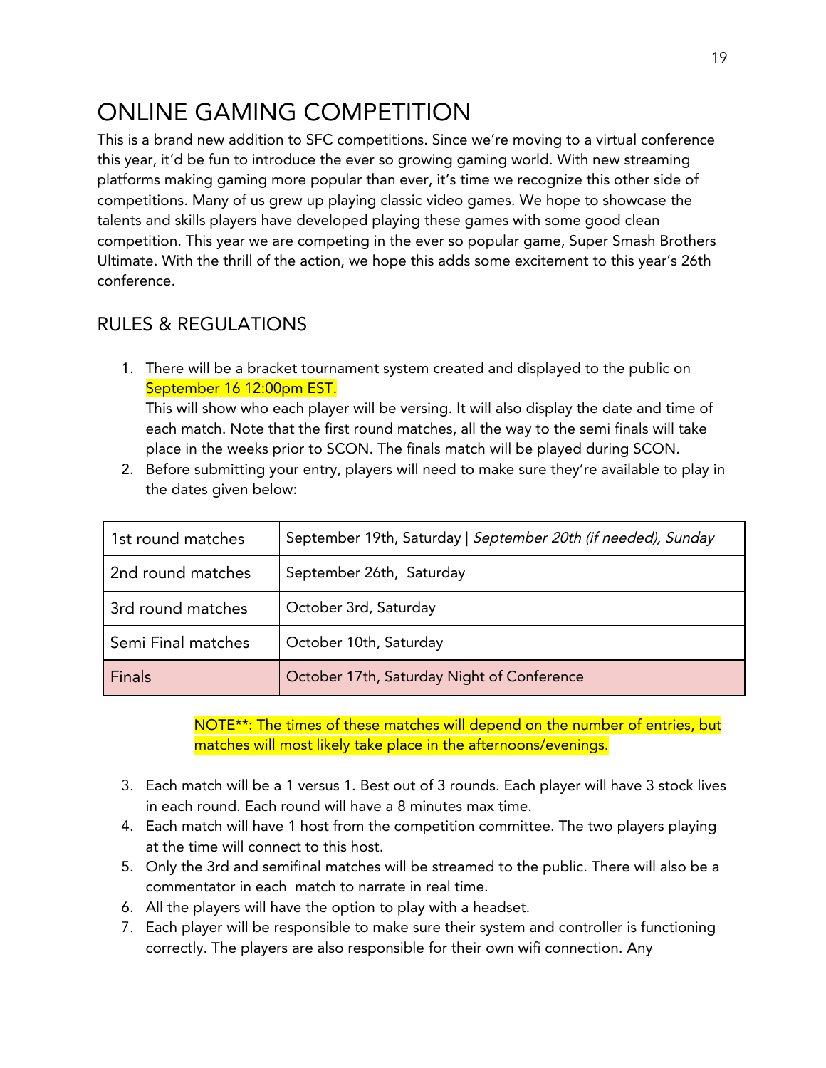# ONLINE GAMING COMPETITION

This is a brand new addition to SFC competitions. Since we're moving to a virtual conference this year, it'd be fun to introduce the ever so growing gaming world. With new streaming platforms making gaming more popular than ever, it's time we recognize this other side of competitions. Many of us grew up playing classic video games. We hope to showcase the talents and skills players have developed playing these games with some good clean competition. This year we are competing in the ever so popular game, Super Smash Brothers Ultimate. With the thrill of the action, we hope this adds some excitement to this year's 26th conference.

## RULES & REGULATIONS

1. There will be a bracket tournament system created and displayed to the public on September 16 12:00pm EST.
   This will show who each player will be versing. It will also display the date and time of each match. Note that the first round matches, all the way to the semi finals will take place in the weeks prior to SCON. The finals match will be played during SCON.
2. Before submitting your entry, players will need to make sure they're available to play in the dates given below:

| | |
|---|---|
| 1st round matches | September 19th, Saturday \| *September 20th (if needed), Sunday* |
| 2nd round matches | September 26th, Saturday |
| 3rd round matches | October 3rd, Saturday |
| Semi Final matches | October 10th, Saturday |
| Finals | October 17th, Saturday Night of Conference |

NOTE**: The times of these matches will depend on the number of entries, but matches will most likely take place in the afternoons/evenings.

3. Each match will be a 1 versus 1. Best out of 3 rounds. Each player will have 3 stock lives in each round. Each round will have a 8 minutes max time.
4. Each match will have 1 host from the competition committee. The two players playing at the time will connect to this host.
5. Only the 3rd and semifinal matches will be streamed to the public. There will also be a commentator in each match to narrate in real time.
6. All the players will have the option to play with a headset.
7. Each player will be responsible to make sure their system and controller is functioning correctly. The players are also responsible for their own wifi connection. Any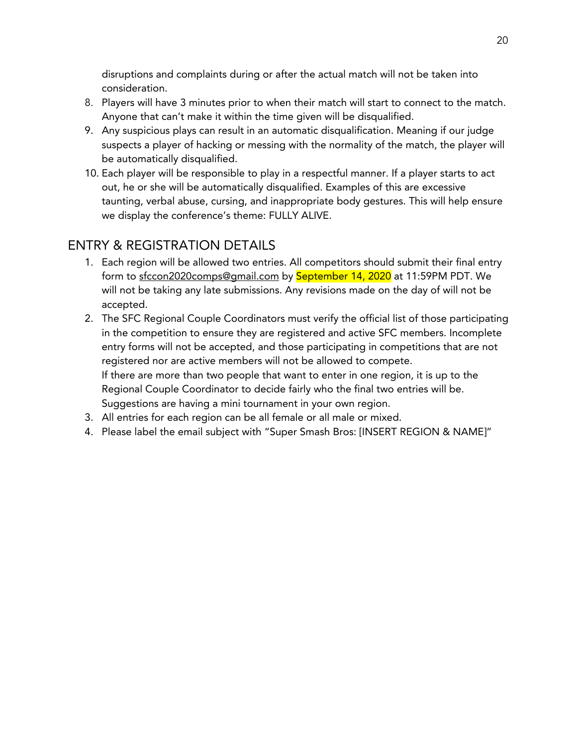disruptions and complaints during or after the actual match will not be taken into consideration.

8. Players will have 3 minutes prior to when their match will start to connect to the match. Anyone that can't make it within the time given will be disqualified.
9. Any suspicious plays can result in an automatic disqualification. Meaning if our judge suspects a player of hacking or messing with the normality of the match, the player will be automatically disqualified.
10. Each player will be responsible to play in a respectful manner. If a player starts to act out, he or she will be automatically disqualified. Examples of this are excessive taunting, verbal abuse, cursing, and inappropriate body gestures. This will help ensure we display the conference's theme: FULLY ALIVE.

## ENTRY & REGISTRATION DETAILS

1. Each region will be allowed two entries. All competitors should submit their final entry form to sfccon2020comps@gmail.com by September 14, 2020 at 11:59PM PDT. We will not be taking any late submissions. Any revisions made on the day of will not be accepted.
2. The SFC Regional Couple Coordinators must verify the official list of those participating in the competition to ensure they are registered and active SFC members. Incomplete entry forms will not be accepted, and those participating in competitions that are not registered nor are active members will not be allowed to compete.
   If there are more than two people that want to enter in one region, it is up to the Regional Couple Coordinator to decide fairly who the final two entries will be. Suggestions are having a mini tournament in your own region.
3. All entries for each region can be all female or all male or mixed.
4. Please label the email subject with "Super Smash Bros: [INSERT REGION & NAME]"